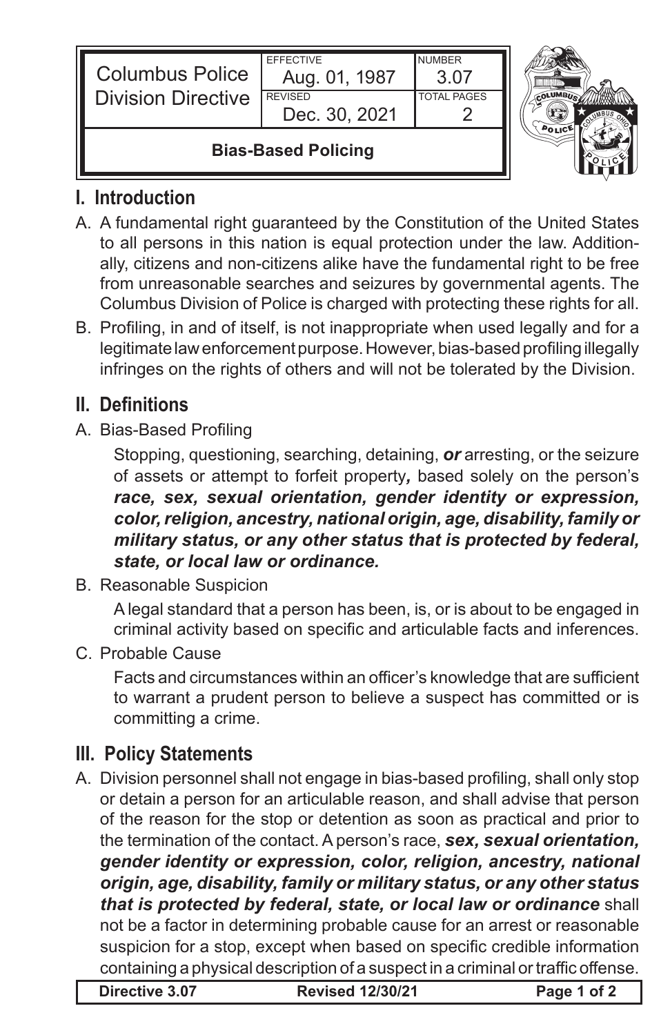| Columbus Police Division Directive | EFFECTIVE Aug. 01, 1987 | NUMBER 3.07 |
| --- | --- | --- |
| | REVISED Dec. 30, 2021 | TOTAL PAGES 2 |
| **Bias-Based Policing** | | |

## I. Introduction

A. A fundamental right guaranteed by the Constitution of the United States to all persons in this nation is equal protection under the law. Additionally, citizens and non-citizens alike have the fundamental right to be free from unreasonable searches and seizures by governmental agents. The Columbus Division of Police is charged with protecting these rights for all.

B. Profiling, in and of itself, is not inappropriate when used legally and for a legitimate law enforcement purpose. However, bias-based profiling illegally infringes on the rights of others and will not be tolerated by the Division.

## II. Definitions

A. Bias-Based Profiling

Stopping, questioning, searching, detaining, ***or*** arresting, or the seizure of assets or attempt to forfeit property***,*** based solely on the person's ***race, sex, sexual orientation, gender identity or expression, color, religion, ancestry, national origin, age, disability, family or military status, or any other status that is protected by federal, state, or local law or ordinance.***

B. Reasonable Suspicion

A legal standard that a person has been, is, or is about to be engaged in criminal activity based on specific and articulable facts and inferences.

C. Probable Cause

Facts and circumstances within an officer's knowledge that are sufficient to warrant a prudent person to believe a suspect has committed or is committing a crime.

## III. Policy Statements

A. Division personnel shall not engage in bias-based profiling, shall only stop or detain a person for an articulable reason, and shall advise that person of the reason for the stop or detention as soon as practical and prior to the termination of the contact. A person's race, ***sex, sexual orientation, gender identity or expression, color, religion, ancestry, national origin, age, disability, family or military status, or any other status that is protected by federal, state, or local law or ordinance*** shall not be a factor in determining probable cause for an arrest or reasonable suspicion for a stop, except when based on specific credible information containing a physical description of a suspect in a criminal or traffic offense.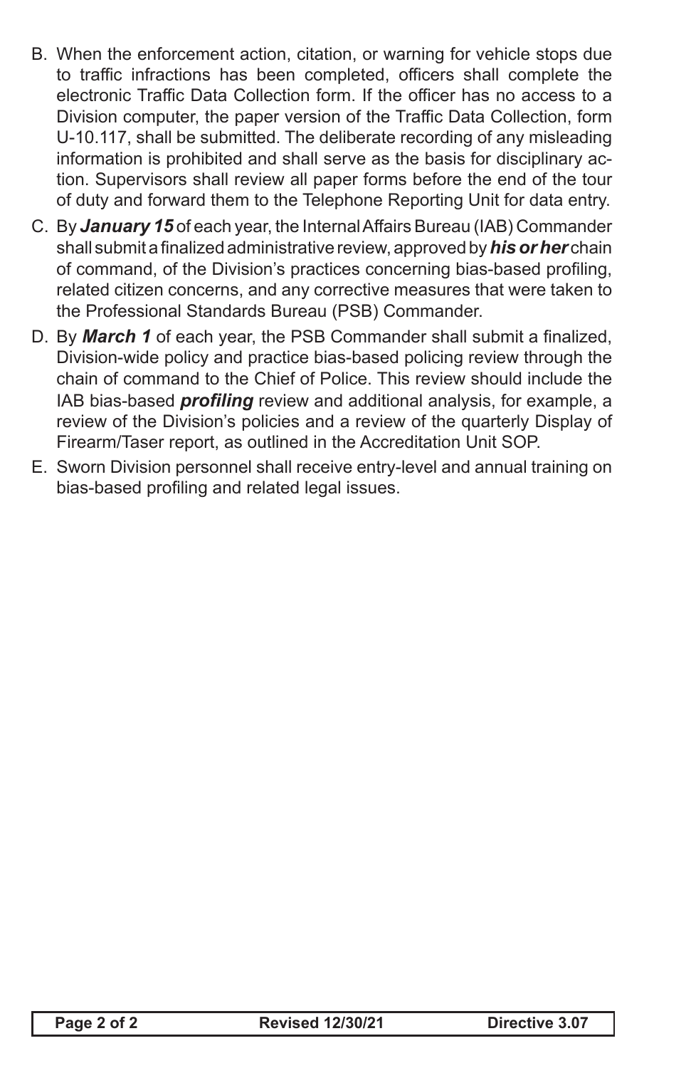B. When the enforcement action, citation, or warning for vehicle stops due to traffic infractions has been completed, officers shall complete the electronic Traffic Data Collection form. If the officer has no access to a Division computer, the paper version of the Traffic Data Collection, form U-10.117, shall be submitted. The deliberate recording of any misleading information is prohibited and shall serve as the basis for disciplinary action. Supervisors shall review all paper forms before the end of the tour of duty and forward them to the Telephone Reporting Unit for data entry.

C. By ***January 15*** of each year, the Internal Affairs Bureau (IAB) Commander shall submit a finalized administrative review, approved by ***his or her*** chain of command, of the Division's practices concerning bias-based profiling, related citizen concerns, and any corrective measures that were taken to the Professional Standards Bureau (PSB) Commander.

D. By ***March 1*** of each year, the PSB Commander shall submit a finalized, Division-wide policy and practice bias-based policing review through the chain of command to the Chief of Police. This review should include the IAB bias-based ***profiling*** review and additional analysis, for example, a review of the Division's policies and a review of the quarterly Display of Firearm/Taser report, as outlined in the Accreditation Unit SOP.

E. Sworn Division personnel shall receive entry-level and annual training on bias-based profiling and related legal issues.